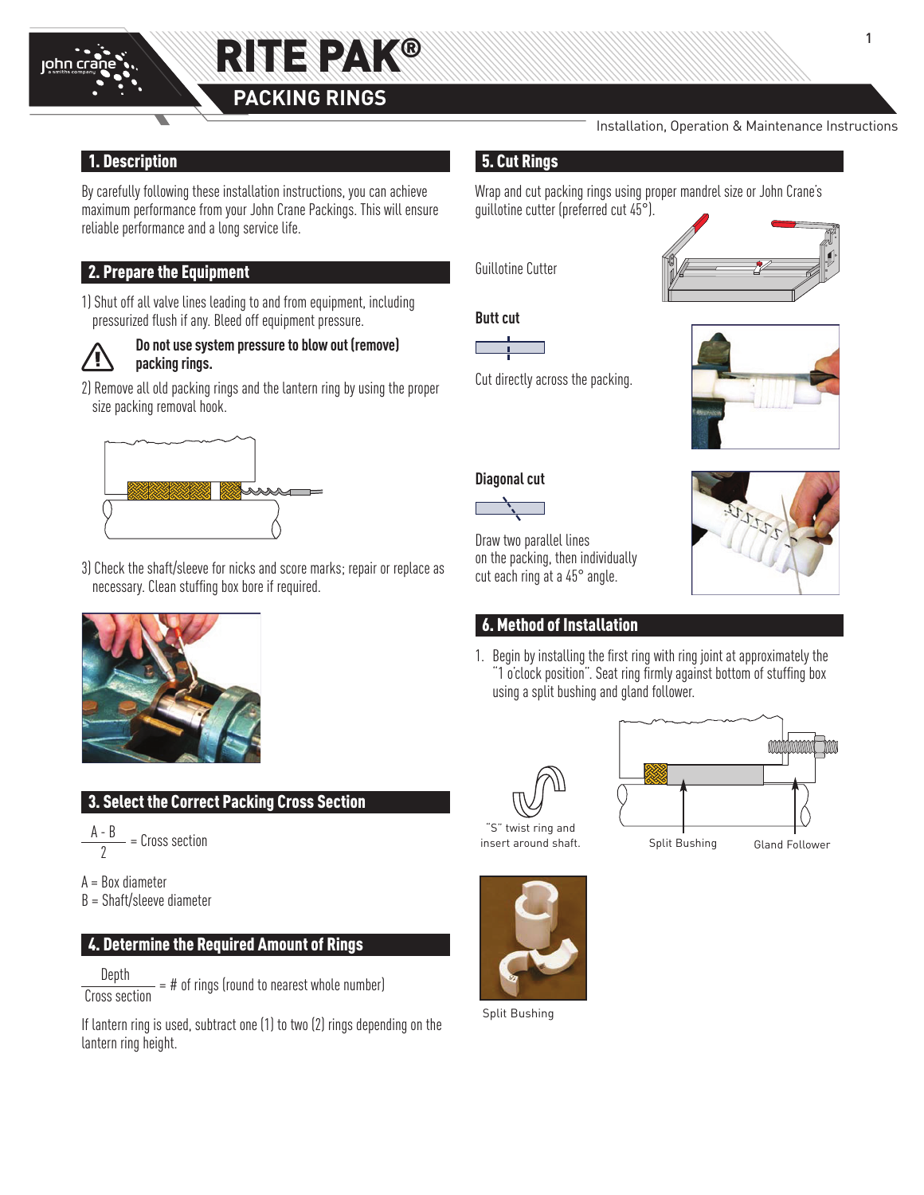# RITE PAK®

## PACKING RINGS

Installation, Operation & Maintenance Instructions

## 1. Description

By carefully following these installation instructions, you can achieve maximum performance from your John Crane Packings. This will ensure reliable performance and a long service life.

## 2. Prepare the Equipment

1) Shut off all valve lines leading to and from equipment, including pressurized flush if any. Bleed off equipment pressure.

**Do not use system pressure to blow out (remove) packing rings.**

2) Remove all old packing rings and the lantern ring by using the proper size packing removal hook.

3) Check the shaft/sleeve for nicks and score marks; repair or replace as necessary. Clean stuffing box bore if required.

## 3. Select the Correct Packing Cross Section

$$\frac{A - B}{2} = \text{Cross section}$$

A = Box diameter
B = Shaft/sleeve diameter

## 4. Determine the Required Amount of Rings

$$\frac{\text{Depth}}{\text{Cross section}} = \text{\# of rings (round to nearest whole number)}$$

If lantern ring is used, subtract one (1) to two (2) rings depending on the lantern ring height.

## 5. Cut Rings

Wrap and cut packing rings using proper mandrel size or John Crane's guillotine cutter (preferred cut 45°).

Guillotine Cutter

**Butt cut**

Cut directly across the packing.

**Diagonal cut**

Draw two parallel lines on the packing, then individually cut each ring at a 45° angle.

## 6. Method of Installation

1. Begin by installing the first ring with ring joint at approximately the "1 o'clock position". Seat ring firmly against bottom of stuffing box using a split bushing and gland follower.

"S" twist ring and insert around shaft.

Split Bushing

Gland Follower

Split Bushing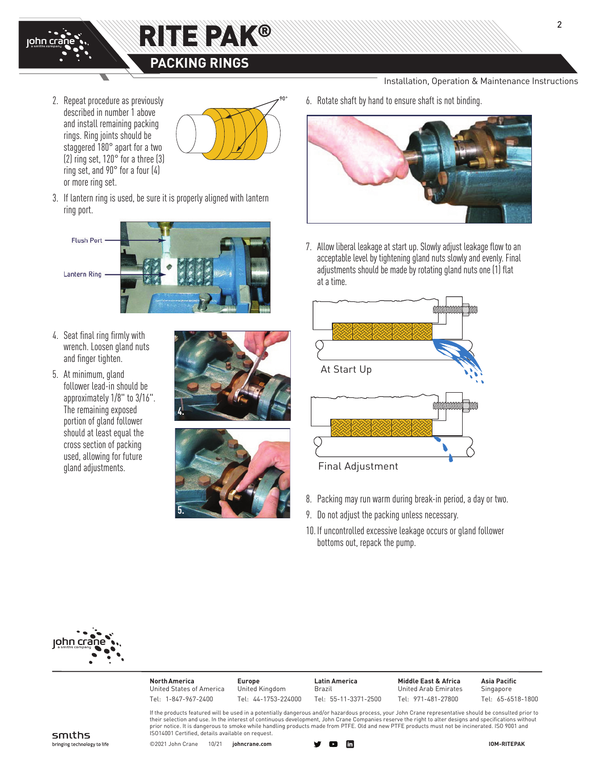# RITE PAK®

## PACKING RINGS

Installation, Operation & Maintenance Instructions

2. Repeat procedure as previously described in number 1 above and install remaining packing rings. Ring joints should be staggered 180° apart for a two (2) ring set, 120° for a three (3) ring set, and 90° for a four (4) or more ring set.

90°

3. If lantern ring is used, be sure it is properly aligned with lantern ring port.

Flush Port

Lantern Ring

4. Seat final ring firmly with wrench. Loosen gland nuts and finger tighten.
5. At minimum, gland follower lead-in should be approximately 1/8" to 3/16". The remaining exposed portion of gland follower should at least equal the cross section of packing used, allowing for future gland adjustments.

4.

5.

6. Rotate shaft by hand to ensure shaft is not binding.
7. Allow liberal leakage at start up. Slowly adjust leakage flow to an acceptable level by tightening gland nuts slowly and evenly. Final adjustments should be made by rotating gland nuts one (1) flat at a time.

At Start Up

Final Adjustment

8. Packing may run warm during break-in period, a day or two.
9. Do not adjust the packing unless necessary.
10. If uncontrolled excessive leakage occurs or gland follower bottoms out, repack the pump.

| North America | Europe | Latin America | Middle East & Africa | Asia Pacific |
|---|---|---|---|---|
| United States of America | United Kingdom | Brazil | United Arab Emirates | Singapore |
| Tel: 1-847-967-2400 | Tel: 44-1753-224000 | Tel: 55-11-3371-2500 | Tel: 971-481-27800 | Tel: 65-6518-1800 |

If the products featured will be used in a potentially dangerous and/or hazardous process, your John Crane representative should be consulted prior to their selection and use. In the interest of continuous development, John Crane Companies reserve the right to alter designs and specifications without prior notice. It is dangerous to smoke while handling products made from PTFE. Old and new PTFE products must not be incinerated. ISO 9001 and ISO14001 Certified, details available on request.

©2021 John Crane 10/21 johncrane.com IOM-RITEPAK